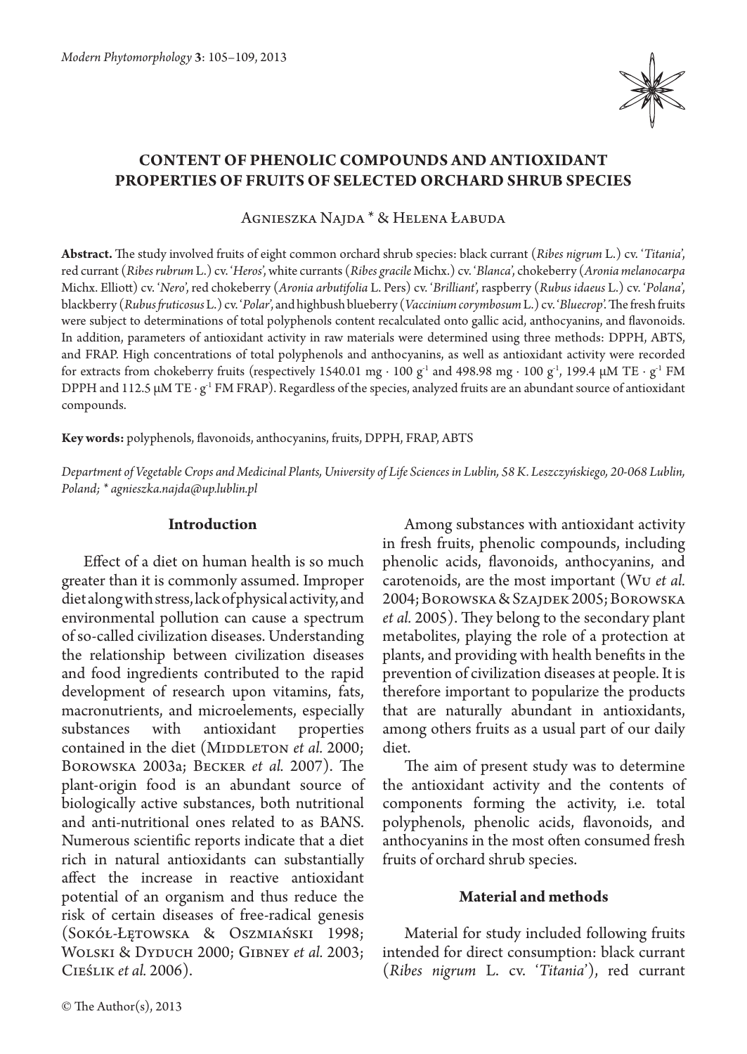# CONTENT OF PHENOLIC COMPOUNDS AND ANTIOXIDANT PROPERTIES OF FRUITS OF SELECTED ORCHARD SHRUB SPECIES

Agnieszka Najda * & Helena Łabuda

**Abstract.** The study involved fruits of eight common orchard shrub species: black currant (*Ribes nigrum* L.) cv. '*Titania*', red currant (*Ribes rubrum* L.) cv. '*Heros*', white currants (*Ribes gracile* Michx.) cv. '*Blanca*', chokeberry (*Aronia melanocarpa* Michx. Elliott) cv. '*Nero*', red chokeberry (*Aronia arbutifolia* L. Pers) cv. '*Brilliant*', raspberry (*Rubus idaeus* L.) cv. '*Polana*', blackberry (*Rubus fruticosus* L.) cv. '*Polar*', and highbush blueberry (*Vaccinium corymbosum* L.) cv. '*Bluecrop*'. The fresh fruits were subject to determinations of total polyphenols content recalculated onto gallic acid, anthocyanins, and flavonoids. In addition, parameters of antioxidant activity in raw materials were determined using three methods: DPPH, ABTS, and FRAP. High concentrations of total polyphenols and anthocyanins, as well as antioxidant activity were recorded for extracts from chokeberry fruits (respectively 1540.01 mg · 100 $g^{-1}$ and 498.98 mg · 100 $g^{-1}$, 199.4 μM TE · $g^{-1}$ FM DPPH and 112.5 μM TE · $g^{-1}$ FM FRAP). Regardless of the species, analyzed fruits are an abundant source of antioxidant compounds.

**Key words:** polyphenols, flavonoids, anthocyanins, fruits, DPPH, FRAP, ABTS

*Department of Vegetable Crops and Medicinal Plants, University of Life Sciences in Lublin, 58 K. Leszczyńskiego, 20-068 Lublin, Poland; * agnieszka.najda@up.lublin.pl*

## Introduction

Effect of a diet on human health is so much greater than it is commonly assumed. Improper diet along with stress, lack of physical activity, and environmental pollution can cause a spectrum of so-called civilization diseases. Understanding the relationship between civilization diseases and food ingredients contributed to the rapid development of research upon vitamins, fats, macronutrients, and microelements, especially substances with antioxidant properties contained in the diet (Middleton *et al.* 2000; Borowska 2003a; Becker *et al.* 2007). The plant-origin food is an abundant source of biologically active substances, both nutritional and anti-nutritional ones related to as BANS. Numerous scientific reports indicate that a diet rich in natural antioxidants can substantially affect the increase in reactive antioxidant potential of an organism and thus reduce the risk of certain diseases of free-radical genesis (Sokół-Łętowska & Oszmiański 1998; Wolski & Dyduch 2000; Gibney *et al.* 2003; Cieślik *et al.* 2006).

Among substances with antioxidant activity in fresh fruits, phenolic compounds, including phenolic acids, flavonoids, anthocyanins, and carotenoids, are the most important (Wu *et al.* 2004; Borowska & Szajdek 2005; Borowska *et al.* 2005). They belong to the secondary plant metabolites, playing the role of a protection at plants, and providing with health benefits in the prevention of civilization diseases at people. It is therefore important to popularize the products that are naturally abundant in antioxidants, among others fruits as a usual part of our daily diet.

The aim of present study was to determine the antioxidant activity and the contents of components forming the activity, i.e. total polyphenols, phenolic acids, flavonoids, and anthocyanins in the most often consumed fresh fruits of orchard shrub species.

## Material and methods

Material for study included following fruits intended for direct consumption: black currant (*Ribes nigrum* L. cv. '*Titania*'), red currant

© The Author(s), 2013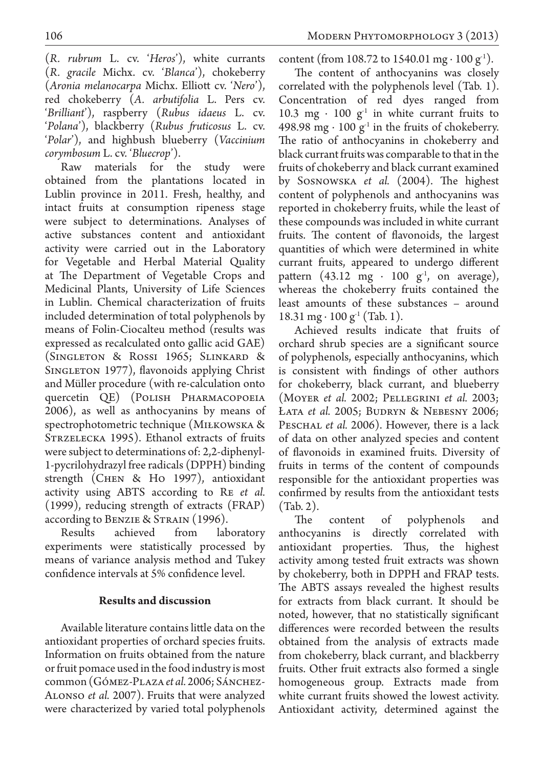(*R. rubrum* L. cv. '*Heros*'), white currants (*R. gracile* Michx. cv. '*Blanca*'), chokeberry (*Aronia melanocarpa* Michx. Elliott cv. '*Nero*'), red chokeberry (*A. arbutifolia* L. Pers cv. '*Brilliant*'), raspberry (*Rubus idaeus* L. cv. '*Polana*'), blackberry (*Rubus fruticosus* L. cv. '*Polar*'), and highbush blueberry (*Vaccinium corymbosum* L. cv. '*Bluecrop*').

Raw materials for the study were obtained from the plantations located in Lublin province in 2011. Fresh, healthy, and intact fruits at consumption ripeness stage were subject to determinations. Analyses of active substances content and antioxidant activity were carried out in the Laboratory for Vegetable and Herbal Material Quality at The Department of Vegetable Crops and Medicinal Plants, University of Life Sciences in Lublin. Chemical characterization of fruits included determination of total polyphenols by means of Folin-Ciocalteu method (results was expressed as recalculated onto gallic acid GAE) (Singleton & Rossi 1965; Slinkard & Singleton 1977), flavonoids applying Christ and Müller procedure (with re-calculation onto quercetin QE) (Polish Pharmacopoeia 2006), as well as anthocyanins by means of spectrophotometric technique (Miłkowska & Strzelecka 1995). Ethanol extracts of fruits were subject to determinations of: 2,2-diphenyl-1-pycrilohydrazyl free radicals (DPPH) binding strength (Chen & Ho 1997), antioxidant activity using ABTS according to Re *et al.* (1999), reducing strength of extracts (FRAP) according to Benzie & Strain (1996).

Results achieved from laboratory experiments were statistically processed by means of variance analysis method and Tukey confidence intervals at 5% confidence level.

## Results and discussion

Available literature contains little data on the antioxidant properties of orchard species fruits. Information on fruits obtained from the nature or fruit pomace used in the food industry is most common (Gómez-Plaza *et al.* 2006; Sánchez-Alonso *et al.* 2007). Fruits that were analyzed were characterized by varied total polyphenols content (from 108.72 to 1540.01 mg $\cdot$ 100 $g^{-1}$).

The content of anthocyanins was closely correlated with the polyphenols level (Tab. 1). Concentration of red dyes ranged from 10.3 mg $\cdot$ 100 $g^{-1}$ in white currant fruits to 498.98 mg $\cdot$ 100 $g^{-1}$ in the fruits of chokeberry. The ratio of anthocyanins in chokeberry and black currant fruits was comparable to that in the fruits of chokeberry and black currant examined by Sosnowska *et al.* (2004). The highest content of polyphenols and anthocyanins was reported in chokeberry fruits, while the least of these compounds was included in white currant fruits. The content of flavonoids, the largest quantities of which were determined in white currant fruits, appeared to undergo different pattern (43.12 mg $\cdot$ 100 $g^{-1}$, on average), whereas the chokeberry fruits contained the least amounts of these substances – around 18.31 mg $\cdot$ 100 $g^{-1}$ (Tab. 1).

Achieved results indicate that fruits of orchard shrub species are a significant source of polyphenols, especially anthocyanins, which is consistent with findings of other authors for chokeberry, black currant, and blueberry (Moyer *et al.* 2002; Pellegrini *et al.* 2003; Łata *et al.* 2005; Budryn & Nebesny 2006; Peschal *et al.* 2006). However, there is a lack of data on other analyzed species and content of flavonoids in examined fruits. Diversity of fruits in terms of the content of compounds responsible for the antioxidant properties was confirmed by results from the antioxidant tests (Tab. 2).

The content of polyphenols and anthocyanins is directly correlated with antioxidant properties. Thus, the highest activity among tested fruit extracts was shown by chokeberry, both in DPPH and FRAP tests. The ABTS assays revealed the highest results for extracts from black currant. It should be noted, however, that no statistically significant differences were recorded between the results obtained from the analysis of extracts made from chokeberry, black currant, and blackberry fruits. Other fruit extracts also formed a single homogeneous group. Extracts made from white currant fruits showed the lowest activity. Antioxidant activity, determined against the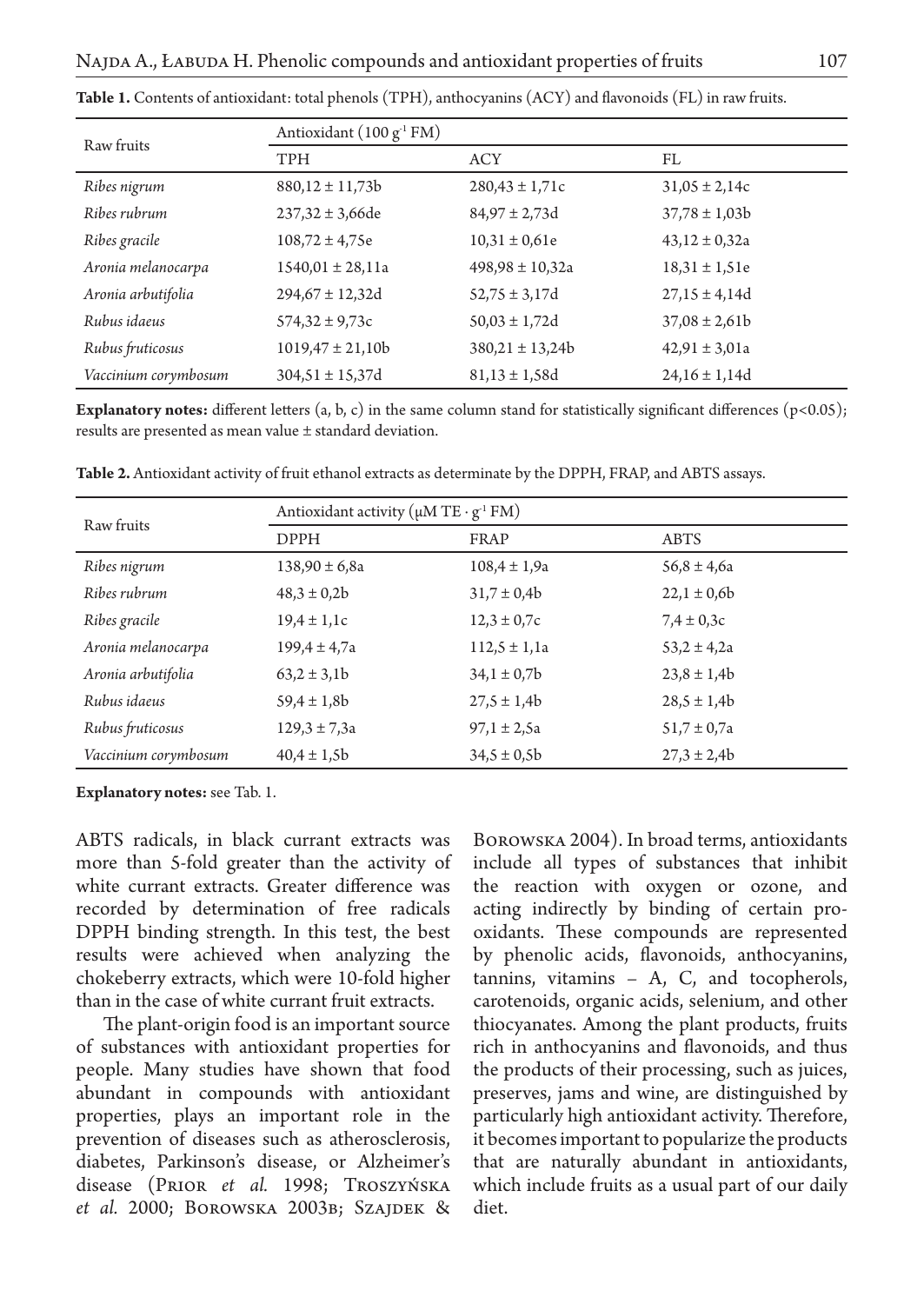**Table 1.** Contents of antioxidant: total phenols (TPH), anthocyanins (ACY) and flavonoids (FL) in raw fruits.

| Raw fruits | Antioxidant (100 $g^{-1}$ FM) | | |
|---|---|---|---|
| | TPH | ACY | FL |
| *Ribes nigrum* | 880,12 ± 11,73b | 280,43 ± 1,71c | 31,05 ± 2,14c |
| *Ribes rubrum* | 237,32 ± 3,66de | 84,97 ± 2,73d | 37,78 ± 1,03b |
| *Ribes gracile* | 108,72 ± 4,75e | 10,31 ± 0,61e | 43,12 ± 0,32a |
| *Aronia melanocarpa* | 1540,01 ± 28,11a | 498,98 ± 10,32a | 18,31 ± 1,51e |
| *Aronia arbutifolia* | 294,67 ± 12,32d | 52,75 ± 3,17d | 27,15 ± 4,14d |
| *Rubus idaeus* | 574,32 ± 9,73c | 50,03 ± 1,72d | 37,08 ± 2,61b |
| *Rubus fruticosus* | 1019,47 ± 21,10b | 380,21 ± 13,24b | 42,91 ± 3,01a |
| *Vaccinium corymbosum* | 304,51 ± 15,37d | 81,13 ± 1,58d | 24,16 ± 1,14d |

**Explanatory notes:** different letters (a, b, c) in the same column stand for statistically significant differences ($p<0.05$); results are presented as mean value ± standard deviation.

**Table 2.** Antioxidant activity of fruit ethanol extracts as determinate by the DPPH, FRAP, and ABTS assays.

| Raw fruits | Antioxidant activity (μM TE · $g^{-1}$ FM) | | |
|---|---|---|---|
| | DPPH | FRAP | ABTS |
| *Ribes nigrum* | 138,90 ± 6,8a | 108,4 ± 1,9a | 56,8 ± 4,6a |
| *Ribes rubrum* | 48,3 ± 0,2b | 31,7 ± 0,4b | 22,1 ± 0,6b |
| *Ribes gracile* | 19,4 ± 1,1c | 12,3 ± 0,7c | 7,4 ± 0,3c |
| *Aronia melanocarpa* | 199,4 ± 4,7a | 112,5 ± 1,1a | 53,2 ± 4,2a |
| *Aronia arbutifolia* | 63,2 ± 3,1b | 34,1 ± 0,7b | 23,8 ± 1,4b |
| *Rubus idaeus* | 59,4 ± 1,8b | 27,5 ± 1,4b | 28,5 ± 1,4b |
| *Rubus fruticosus* | 129,3 ± 7,3a | 97,1 ± 2,5a | 51,7 ± 0,7a |
| *Vaccinium corymbosum* | 40,4 ± 1,5b | 34,5 ± 0,5b | 27,3 ± 2,4b |

**Explanatory notes:** see Tab. 1.

ABTS radicals, in black currant extracts was more than 5-fold greater than the activity of white currant extracts. Greater difference was recorded by determination of free radicals DPPH binding strength. In this test, the best results were achieved when analyzing the chokeberry extracts, which were 10-fold higher than in the case of white currant fruit extracts.

The plant-origin food is an important source of substances with antioxidant properties for people. Many studies have shown that food abundant in compounds with antioxidant properties, plays an important role in the prevention of diseases such as atherosclerosis, diabetes, Parkinson's disease, or Alzheimer's disease (Prior *et al.* 1998; Troszyńska *et al.* 2000; Borowska 2003b; Szajdek & Borowska 2004). In broad terms, antioxidants include all types of substances that inhibit the reaction with oxygen or ozone, and acting indirectly by binding of certain pro-oxidants. These compounds are represented by phenolic acids, flavonoids, anthocyanins, tannins, vitamins – A, C, and tocopherols, carotenoids, organic acids, selenium, and other thiocyanates. Among the plant products, fruits rich in anthocyanins and flavonoids, and thus the products of their processing, such as juices, preserves, jams and wine, are distinguished by particularly high antioxidant activity. Therefore, it becomes important to popularize the products that are naturally abundant in antioxidants, which include fruits as a usual part of our daily diet.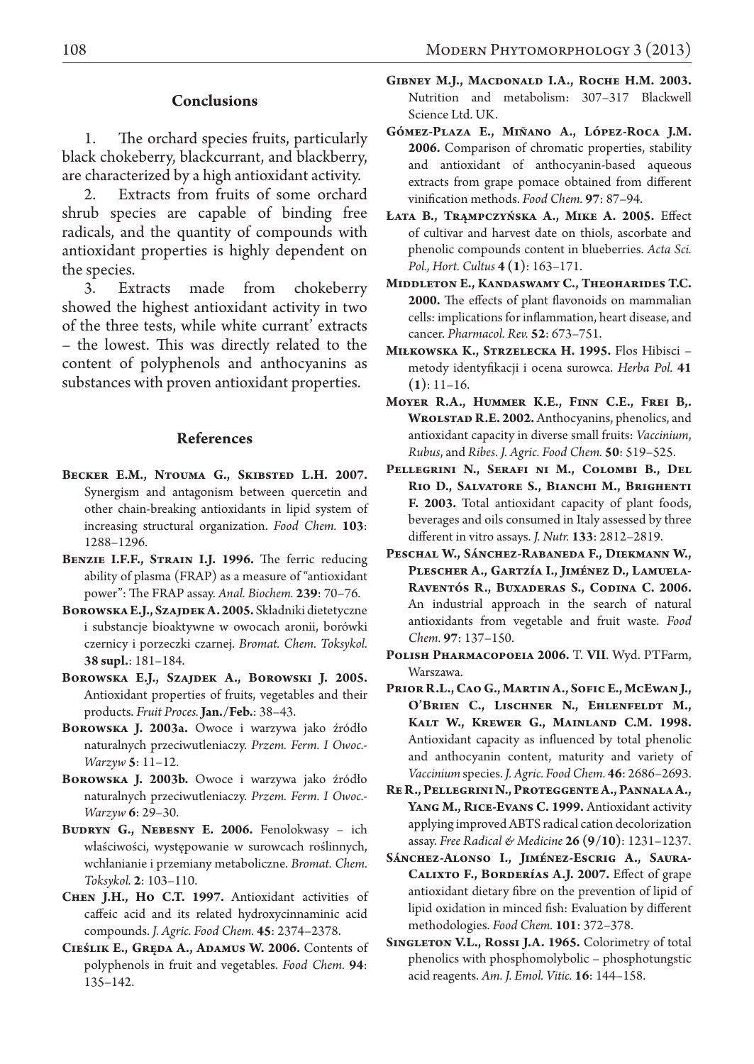## Conclusions

1. The orchard species fruits, particularly black chokeberry, blackcurrant, and blackberry, are characterized by a high antioxidant activity.

2. Extracts from fruits of some orchard shrub species are capable of binding free radicals, and the quantity of compounds with antioxidant properties is highly dependent on the species.

3. Extracts made from chokeberry showed the highest antioxidant activity in two of the three tests, while white currant' extracts – the lowest. This was directly related to the content of polyphenols and anthocyanins as substances with proven antioxidant properties.

## References

**Becker E.M., Ntouma G., Skibsted L.H. 2007.** Synergism and antagonism between quercetin and other chain-breaking antioxidants in lipid system of increasing structural organization. *Food Chem.* **103**: 1288–1296.

**Benzie I.F.F., Strain I.J. 1996.** The ferric reducing ability of plasma (FRAP) as a measure of "antioxidant power": The FRAP assay. *Anal. Biochem.* **239**: 70–76.

**Borowska E.J., Szajdek A. 2005.** Składniki dietetyczne i substancje bioaktywne w owocach aronii, borówki czernicy i porzeczki czarnej. *Bromat. Chem. Toksykol.* **38 supl.**: 181–184.

**Borowska E.J., Szajdek A., Borowski J. 2005.** Antioxidant properties of fruits, vegetables and their products. *Fruit Proces.* **Jan./Feb.**: 38–43.

**Borowska J. 2003a.** Owoce i warzywa jako źródło naturalnych przeciwutleniaczy. *Przem. Ferm. I Owoc.-Warzyw* **5**: 11–12.

**Borowska J. 2003b.** Owoce i warzywa jako źródło naturalnych przeciwutleniaczy. *Przem. Ferm. I Owoc.-Warzyw* **6**: 29–30.

**Budryn G., Nebesny E. 2006.** Fenolokwasy – ich właściwości, występowanie w surowcach roślinnych, wchłanianie i przemiany metaboliczne. *Bromat. Chem. Toksykol.* **2**: 103–110.

**Chen J.H., Ho C.T. 1997.** Antioxidant activities of caffeic acid and its related hydroxycinnaminic acid compounds. *J. Agric. Food Chem.* **45**: 2374–2378.

**Cieślik E., Gręda A., Adamus W. 2006.** Contents of polyphenols in fruit and vegetables. *Food Chem.* **94**: 135–142.

**Gibney M.J., Macdonald I.A., Roche H.M. 2003.** Nutrition and metabolism: 307–317 Blackwell Science Ltd. UK.

**Gómez-Plaza E., Miñano A., López-Roca J.M. 2006.** Comparison of chromatic properties, stability and antioxidant of anthocyanin-based aqueous extracts from grape pomace obtained from different vinification methods. *Food Chem.* **97**: 87–94.

**Łata B., Trąmpczyńska A., Mike A. 2005.** Effect of cultivar and harvest date on thiols, ascorbate and phenolic compounds content in blueberries. *Acta Sci. Pol., Hort. Cultus* **4 (1)**: 163–171.

**Middleton E., Kandaswamy C., Theoharides T.C. 2000.** The effects of plant flavonoids on mammalian cells: implications for inflammation, heart disease, and cancer. *Pharmacol. Rev.* **52**: 673–751.

**Miłkowska K., Strzelecka H. 1995.** Flos Hibisci – metody identyfikacji i ocena surowca. *Herba Pol.* **41 (1)**: 11–16.

**Moyer R.A., Hummer K.E., Finn C.E., Frei B,. Wrolstad R.E. 2002.** Anthocyanins, phenolics, and antioxidant capacity in diverse small fruits: *Vaccinium*, *Rubus*, and *Ribes*. *J. Agric. Food Chem.* **50**: 519–525.

**Pellegrini N., Serafi ni M., Colombi B., Del Rio D., Salvatore S., Bianchi M., Brighenti F. 2003.** Total antioxidant capacity of plant foods, beverages and oils consumed in Italy assessed by three different in vitro assays. *J. Nutr.* **133**: 2812–2819.

**Peschal W., Sánchez-Rabaneda F., Diekmann W., Plescher A., Gartzía I., Jiménez D., Lamuela-Raventós R., Buxaderas S., Codina C. 2006.** An industrial approach in the search of natural antioxidants from vegetable and fruit waste. *Food Chem.* **97**: 137–150.

**Polish Pharmacopoeia 2006.** T. **VII**. Wyd. PTFarm, Warszawa.

**Prior R.L., Cao G., Martin A., Sofic E., McEwan J., O'Brien C., Lischner N., Ehlenfeldt M., Kalt W., Krewer G., Mainland C.M. 1998.** Antioxidant capacity as influenced by total phenolic and anthocyanin content, maturity and variety of *Vaccinium* species. *J. Agric. Food Chem.* **46**: 2686–2693.

**Re R., Pellegrini N., Proteggente A., Pannala A., Yang M., Rice-Evans C. 1999.** Antioxidant activity applying improved ABTS radical cation decolorization assay. *Free Radical & Medicine* **26 (9/10)**: 1231–1237.

**Sánchez-Alonso I., Jiménez-Escrig A., Saura-Calixto F., Borderías A.J. 2007.** Effect of grape antioxidant dietary fibre on the prevention of lipid of lipid oxidation in minced fish: Evaluation by different methodologies. *Food Chem.* **101**: 372–378.

**Singleton V.L., Rossi J.A. 1965.** Colorimetry of total phenolics with phosphomolybolic – phosphotungstic acid reagents. *Am. J. Emol. Vitic.* **16**: 144–158.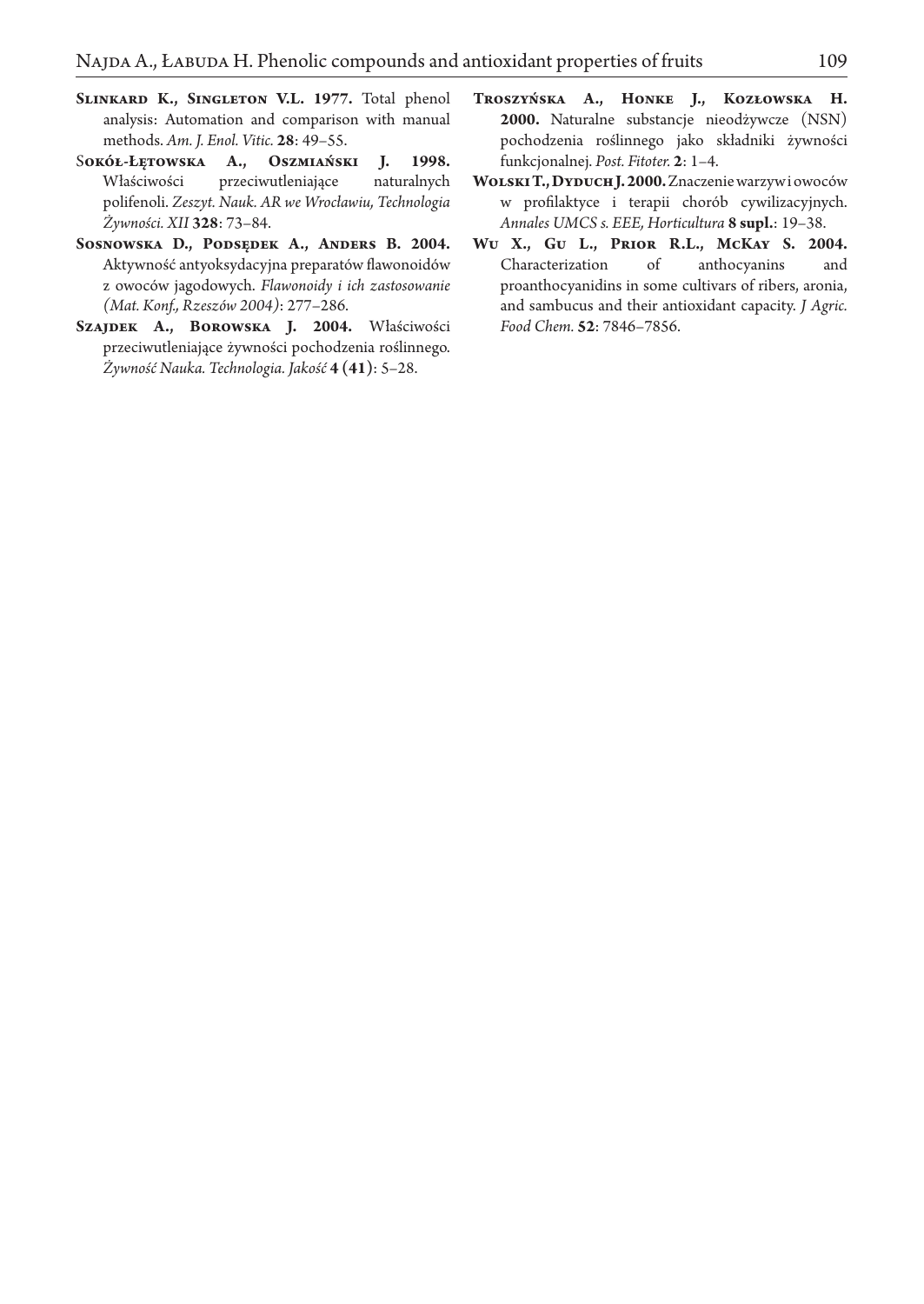**Slinkard K., Singleton V.L. 1977.** Total phenol analysis: Automation and comparison with manual methods. *Am. J. Enol. Vitic.* **28**: 49–55.

**Sokół-Łętowska A., Oszmiański J. 1998.** Właściwości przeciwutleniające naturalnych polifenoli. *Zeszyt. Nauk. AR we Wrocławiu, Technologia Żywności. XII* **328**: 73–84.

**Sosnowska D., Podsędek A., Anders B. 2004.** Aktywność antyoksydacyjna preparatów flawonoidów z owoców jagodowych. *Flawonoidy i ich zastosowanie (Mat. Konf., Rzeszów 2004)*: 277–286.

**Szajdek A., Borowska J. 2004.** Właściwości przeciwutleniające żywności pochodzenia roślinnego. *Żywność Nauka. Technologia. Jakość* **4 (41)**: 5–28.

**Troszyńska A., Honke J., Kozłowska H. 2000.** Naturalne substancje nieodżywcze (NSN) pochodzenia roślinnego jako składniki żywności funkcjonalnej. *Post. Fitoter.* **2**: 1–4.

**Wolski T., Dyduch J. 2000.** Znaczenie warzyw i owoców w profilaktyce i terapii chorób cywilizacyjnych. *Annales UMCS s. EEE, Horticultura* **8 supl.**: 19–38.

**Wu X., Gu L., Prior R.L., McKay S. 2004.** Characterization of anthocyanins and proanthocyanidins in some cultivars of ribers, aronia, and sambucus and their antioxidant capacity. *J Agric. Food Chem.* **52**: 7846–7856.